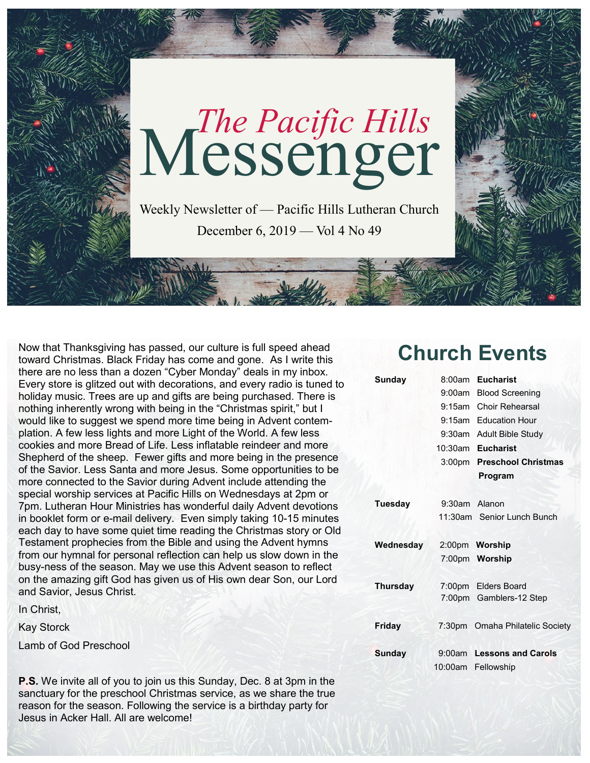# *The Pacific Hills* Messenger

Weekly Newsletter of — Pacific Hills Lutheran Church

December 6, 2019 — Vol 4 No 49

Now that Thanksgiving has passed, our culture is full speed ahead toward Christmas. Black Friday has come and gone. As I write this there are no less than a dozen "Cyber Monday" deals in my inbox. Every store is glitzed out with decorations, and every radio is tuned to holiday music. Trees are up and gifts are being purchased. There is nothing inherently wrong with being in the "Christmas spirit," but I would like to suggest we spend more time being in Advent contemplation. A few less lights and more Light of the World. A few less cookies and more Bread of Life. Less inflatable reindeer and more Shepherd of the sheep. Fewer gifts and more being in the presence of the Savior. Less Santa and more Jesus. Some opportunities to be more connected to the Savior during Advent include attending the special worship services at Pacific Hills on Wednesdays at 2pm or 7pm. Lutheran Hour Ministries has wonderful daily Advent devotions in booklet form or e-mail delivery. Even simply taking 10-15 minutes each day to have some quiet time reading the Christmas story or Old Testament prophecies from the Bible and using the Advent hymns from our hymnal for personal reflection can help us slow down in the busy-ness of the season. May we use this Advent season to reflect on the amazing gift God has given us of His own dear Son, our Lord and Savior, Jesus Christ.

In Christ,

Kay Storck

Lamb of God Preschool

**P.S.** We invite all of you to join us this Sunday, Dec. 8 at 3pm in the sanctuary for the preschool Christmas service, as we share the true reason for the season. Following the service is a birthday party for Jesus in Acker Hall. All are welcome!

## Church Events

| Day | Time | Event |
|---|---|---|
| **Sunday** | 8:00am | **Eucharist** |
| | 9:00am | Blood Screening |
| | 9:15am | Choir Rehearsal |
| | 9:15am | Education Hour |
| | 9:30am | Adult Bible Study |
| | 10:30am | **Eucharist** |
| | 3:00pm | **Preschool Christmas Program** |
| **Tuesday** | 9:30am | Alanon |
| | 11:30am | Senior Lunch Bunch |
| **Wednesday** | 2:00pm | **Worship** |
| | 7:00pm | **Worship** |
| **Thursday** | 7:00pm | Elders Board |
| | 7:00pm | Gamblers-12 Step |
| **Friday** | 7:30pm | Omaha Philatelic Society |
| **Sunday** | 9:00am | **Lessons and Carols** |
| | 10:00am | Fellowship |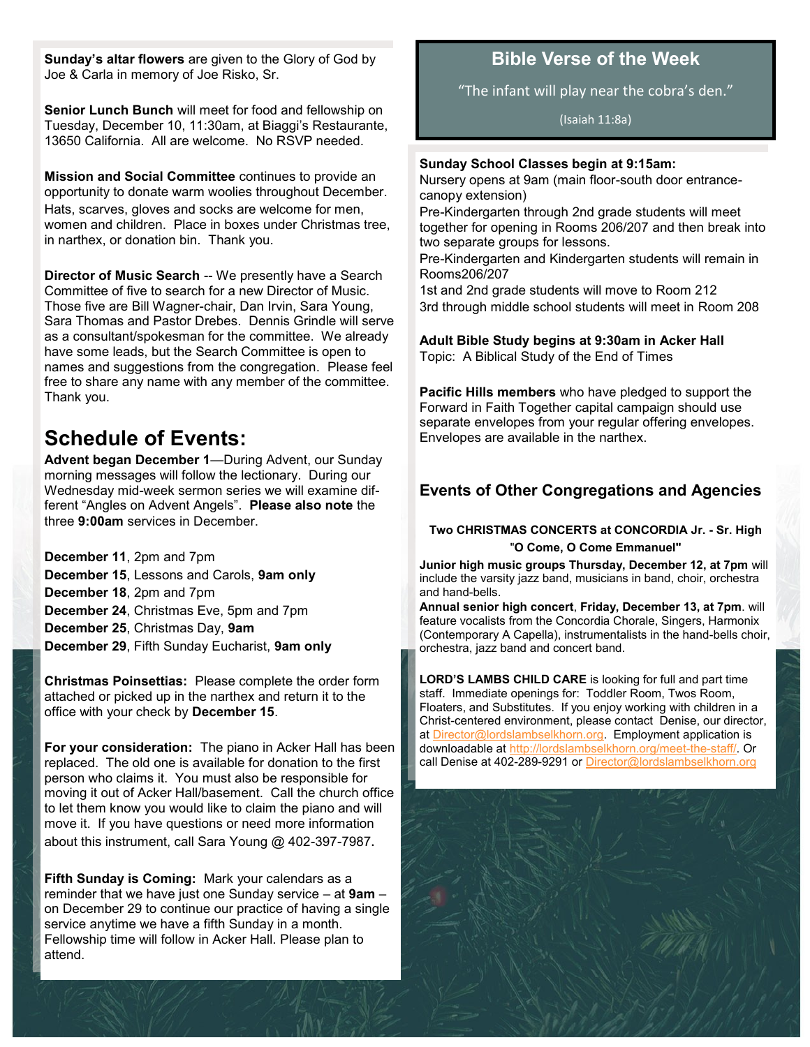**Sunday's altar flowers** are given to the Glory of God by Joe & Carla in memory of Joe Risko, Sr.

**Senior Lunch Bunch** will meet for food and fellowship on Tuesday, December 10, 11:30am, at Biaggi's Restaurante, 13650 California. All are welcome. No RSVP needed.

**Mission and Social Committee** continues to provide an opportunity to donate warm woolies throughout December. Hats, scarves, gloves and socks are welcome for men, women and children. Place in boxes under Christmas tree, in narthex, or donation bin. Thank you.

**Director of Music Search** -- We presently have a Search Committee of five to search for a new Director of Music. Those five are Bill Wagner-chair, Dan Irvin, Sara Young, Sara Thomas and Pastor Drebes. Dennis Grindle will serve as a consultant/spokesman for the committee. We already have some leads, but the Search Committee is open to names and suggestions from the congregation. Please feel free to share any name with any member of the committee. Thank you.

# Schedule of Events:

**Advent began December 1**—During Advent, our Sunday morning messages will follow the lectionary. During our Wednesday mid-week sermon series we will examine different "Angles on Advent Angels". **Please also note** the three **9:00am** services in December.

**December 11**, 2pm and 7pm
**December 15**, Lessons and Carols, **9am only**
**December 18**, 2pm and 7pm
**December 24**, Christmas Eve, 5pm and 7pm
**December 25**, Christmas Day, **9am**
**December 29**, Fifth Sunday Eucharist, **9am only**

**Christmas Poinsettias:** Please complete the order form attached or picked up in the narthex and return it to the office with your check by **December 15**.

**For your consideration:** The piano in Acker Hall has been replaced. The old one is available for donation to the first person who claims it. You must also be responsible for moving it out of Acker Hall/basement. Call the church office to let them know you would like to claim the piano and will move it. If you have questions or need more information about this instrument, call Sara Young @ 402-397-7987.

**Fifth Sunday is Coming:** Mark your calendars as a reminder that we have just one Sunday service – at **9am** – on December 29 to continue our practice of having a single service anytime we have a fifth Sunday in a month. Fellowship time will follow in Acker Hall. Please plan to attend.

## Bible Verse of the Week

"The infant will play near the cobra's den."

(Isaiah 11:8a)

**Sunday School Classes begin at 9:15am:**
Nursery opens at 9am (main floor-south door entrance-canopy extension)
Pre-Kindergarten through 2nd grade students will meet together for opening in Rooms 206/207 and then break into two separate groups for lessons.
Pre-Kindergarten and Kindergarten students will remain in Rooms206/207
1st and 2nd grade students will move to Room 212
3rd through middle school students will meet in Room 208

**Adult Bible Study begins at 9:30am in Acker Hall**
Topic: A Biblical Study of the End of Times

**Pacific Hills members** who have pledged to support the Forward in Faith Together capital campaign should use separate envelopes from your regular offering envelopes. Envelopes are available in the narthex.

## Events of Other Congregations and Agencies

**Two CHRISTMAS CONCERTS at CONCORDIA Jr. - Sr. High**
**"O Come, O Come Emmanuel"**

**Junior high music groups Thursday, December 12, at 7pm** will include the varsity jazz band, musicians in band, choir, orchestra and hand-bells.
**Annual senior high concert**, **Friday, December 13, at 7pm**. will feature vocalists from the Concordia Chorale, Singers, Harmonix (Contemporary A Capella), instrumentalists in the hand-bells choir, orchestra, jazz band and concert band.

**LORD'S LAMBS CHILD CARE** is looking for full and part time staff. Immediate openings for: Toddler Room, Twos Room, Floaters, and Substitutes. If you enjoy working with children in a Christ-centered environment, please contact Denise, our director, at Director@lordslambselkhorn.org. Employment application is downloadable at http://lordslambselkhorn.org/meet-the-staff/. Or call Denise at 402-289-9291 or Director@lordslambselkhorn.org